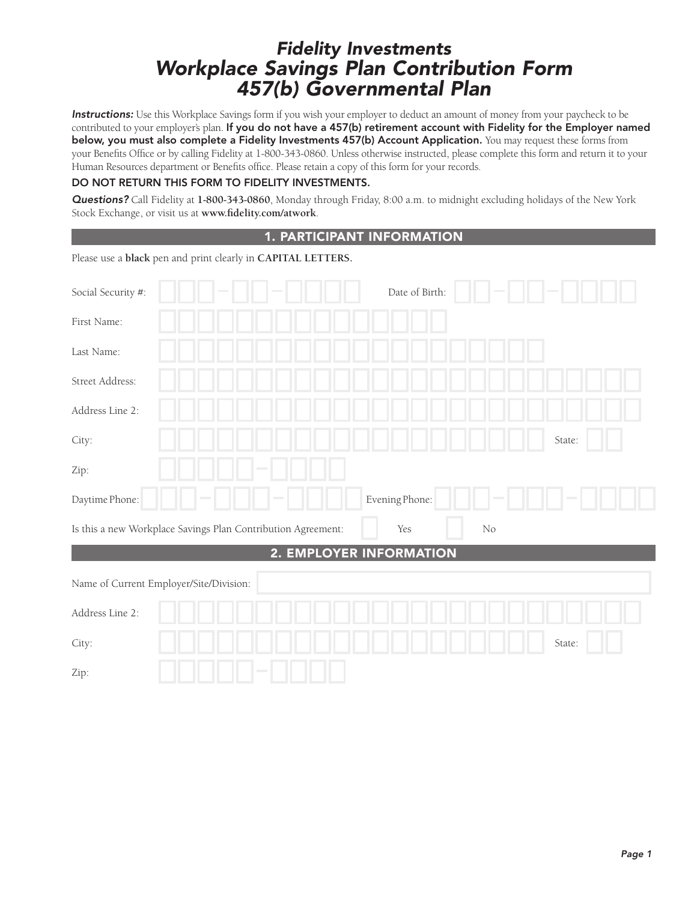# Fidelity Investments
# Workplace Savings Plan Contribution Form
# 457(b) Governmental Plan

***Instructions:*** Use this Workplace Savings form if you wish your employer to deduct an amount of money from your paycheck to be contributed to your employer's plan. **If you do not have a 457(b) retirement account with Fidelity for the Employer named below, you must also complete a Fidelity Investments 457(b) Account Application.** You may request these forms from your Benefits Office or by calling Fidelity at 1-800-343-0860. Unless otherwise instructed, please complete this form and return it to your Human Resources department or Benefits office. Please retain a copy of this form for your records.

**DO NOT RETURN THIS FORM TO FIDELITY INVESTMENTS.**

***Questions?*** Call Fidelity at **1-800-343-0860**, Monday through Friday, 8:00 a.m. to midnight excluding holidays of the New York Stock Exchange, or visit us at **www.fidelity.com/atwork**.

## 1. PARTICIPANT INFORMATION

Please use a **black** pen and print clearly in **CAPITAL LETTERS.**

Social Security #: ___-__-____ Date of Birth: __-__-____

First Name:

Last Name:

Street Address:

Address Line 2:

City: State:

Zip: _____-____

Daytime Phone: ___-___-____ Evening Phone: ___-___-____

Is this a new Workplace Savings Plan Contribution Agreement: ☐ Yes ☐ No

## 2. EMPLOYER INFORMATION

Name of Current Employer/Site/Division:

Address Line 2:

City: State:

Zip: _____-____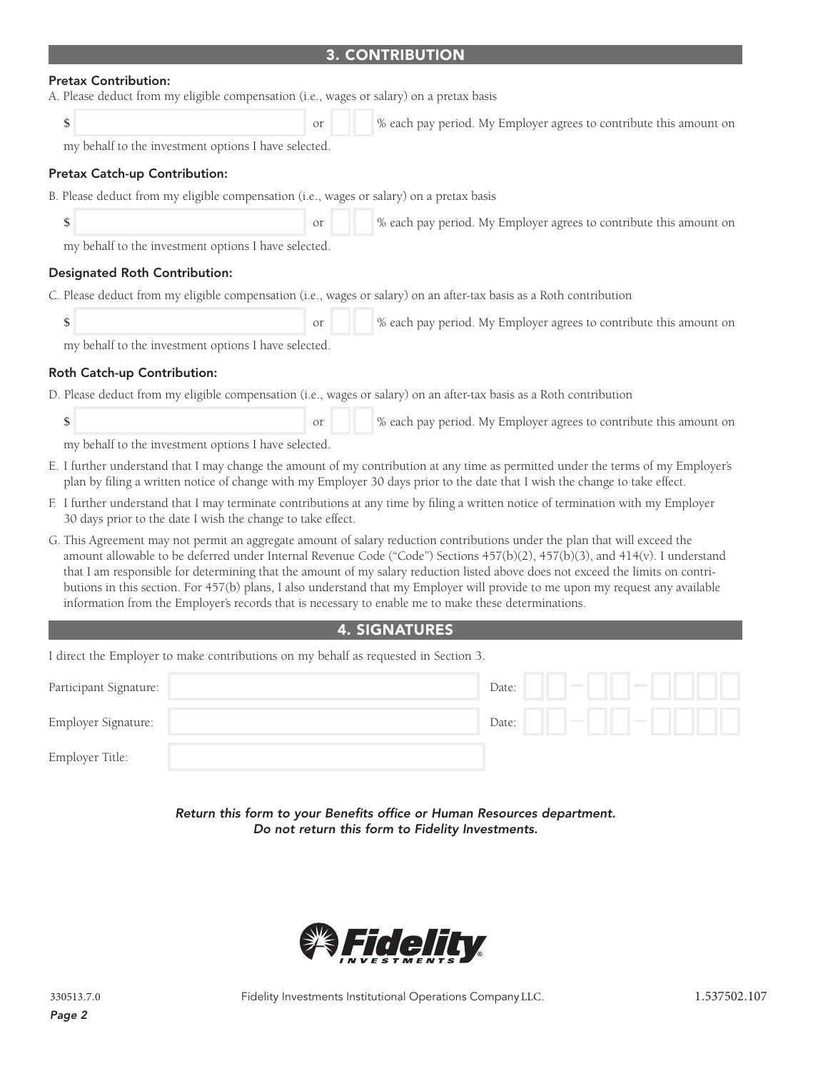## 3. CONTRIBUTION

**Pretax Contribution:**

A. Please deduct from my eligible compensation (i.e., wages or salary) on a pretax basis

$ ______________ or ____ % each pay period. My Employer agrees to contribute this amount on my behalf to the investment options I have selected.

**Pretax Catch-up Contribution:**

B. Please deduct from my eligible compensation (i.e., wages or salary) on a pretax basis

$ ______________ or ____ % each pay period. My Employer agrees to contribute this amount on my behalf to the investment options I have selected.

**Designated Roth Contribution:**

C. Please deduct from my eligible compensation (i.e., wages or salary) on an after-tax basis as a Roth contribution

$ ______________ or ____ % each pay period. My Employer agrees to contribute this amount on my behalf to the investment options I have selected.

**Roth Catch-up Contribution:**

D. Please deduct from my eligible compensation (i.e., wages or salary) on an after-tax basis as a Roth contribution

$ ______________ or ____ % each pay period. My Employer agrees to contribute this amount on my behalf to the investment options I have selected.

E. I further understand that I may change the amount of my contribution at any time as permitted under the terms of my Employer's plan by filing a written notice of change with my Employer 30 days prior to the date that I wish the change to take effect.

F. I further understand that I may terminate contributions at any time by filing a written notice of termination with my Employer 30 days prior to the date I wish the change to take effect.

G. This Agreement may not permit an aggregate amount of salary reduction contributions under the plan that will exceed the amount allowable to be deferred under Internal Revenue Code ("Code") Sections 457(b)(2), 457(b)(3), and 414(v). I understand that I am responsible for determining that the amount of my salary reduction listed above does not exceed the limits on contributions in this section. For 457(b) plans, I also understand that my Employer will provide to me upon my request any available information from the Employer's records that is necessary to enable me to make these determinations.

## 4. SIGNATURES

I direct the Employer to make contributions on my behalf as requested in Section 3.

Participant Signature: ______________ Date: __ __ - __ __ - __ __ __ __

Employer Signature: ______________ Date: __ __ - __ __ - __ __ __ __

Employer Title: ______________

*Return this form to your Benefits office or Human Resources department.*
*Do not return this form to Fidelity Investments.*

Fidelity Investments

330513.7.0 Fidelity Investments Institutional Operations Company LLC. 1.537502.107